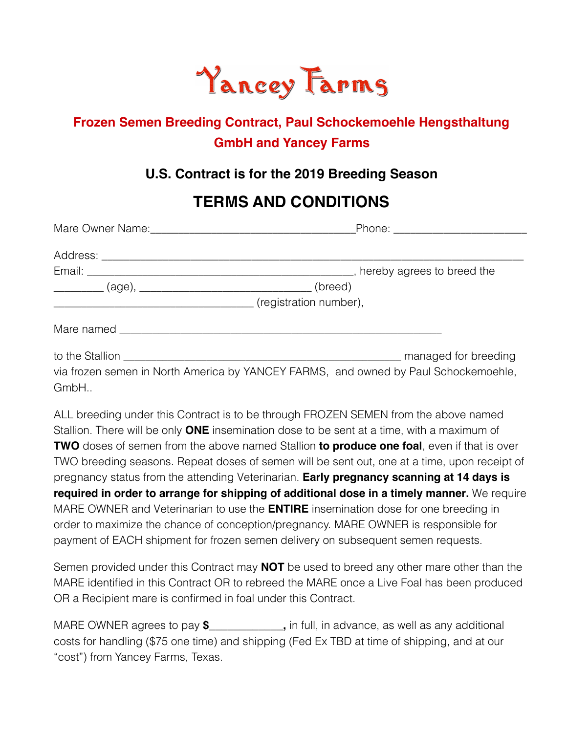# Yancey Farms

## Frozen Semen Breeding Contract, Paul Schockemoehle Hengsthaltung GmbH and Yancey Farms

### U.S. Contract is for the 2019 Breeding Season

## TERMS AND CONDITIONS

Mare Owner Name:\_\_\_\_\_\_\_\_\_\_\_\_\_\_\_\_\_\_\_\_\_\_\_\_\_\_\_\_\_\_\_\_\_\_\_Phone: \_\_\_\_\_\_\_\_\_\_\_\_\_\_\_\_\_\_\_\_\_\_

Address: \_\_\_\_\_\_\_\_\_\_\_\_\_\_\_\_\_\_\_\_\_\_\_\_\_\_\_\_\_\_\_\_\_\_\_\_\_\_\_\_\_\_\_\_\_\_\_\_\_\_\_\_\_\_\_\_\_\_\_\_\_\_\_\_\_\_\_\_\_\_\_

Email: \_\_\_\_\_\_\_\_\_\_\_\_\_\_\_\_\_\_\_\_\_\_\_\_\_\_\_\_\_\_\_\_\_\_\_\_\_\_\_\_\_\_\_\_\_, hereby agrees to breed the \_\_\_\_\_\_\_\_ (age), \_\_\_\_\_\_\_\_\_\_\_\_\_\_\_\_\_\_\_\_\_\_\_\_\_\_\_\_\_ (breed) \_\_\_\_\_\_\_\_\_\_\_\_\_\_\_\_\_\_\_\_\_\_\_\_\_\_\_\_\_\_\_\_\_\_ (registration number),

Mare named \_\_\_\_\_\_\_\_\_\_\_\_\_\_\_\_\_\_\_\_\_\_\_\_\_\_\_\_\_\_\_\_\_\_\_\_\_\_\_\_\_\_\_\_\_\_\_\_\_\_\_\_\_\_

to the Stallion \_\_\_\_\_\_\_\_\_\_\_\_\_\_\_\_\_\_\_\_\_\_\_\_\_\_\_\_\_\_\_\_\_\_\_\_\_\_\_\_\_\_\_\_\_\_\_ managed for breeding via frozen semen in North America by YANCEY FARMS, and owned by Paul Schockemoehle, GmbH..

ALL breeding under this Contract is to be through FROZEN SEMEN from the above named Stallion. There will be only **ONE** insemination dose to be sent at a time, with a maximum of **TWO** doses of semen from the above named Stallion **to produce one foal**, even if that is over TWO breeding seasons. Repeat doses of semen will be sent out, one at a time, upon receipt of pregnancy status from the attending Veterinarian. **Early pregnancy scanning at 14 days is required in order to arrange for shipping of additional dose in a timely manner.** We require MARE OWNER and Veterinarian to use the **ENTIRE** insemination dose for one breeding in order to maximize the chance of conception/pregnancy. MARE OWNER is responsible for payment of EACH shipment for frozen semen delivery on subsequent semen requests.

Semen provided under this Contract may **NOT** be used to breed any other mare other than the MARE identified in this Contract OR to rebreed the MARE once a Live Foal has been produced OR a Recipient mare is confirmed in foal under this Contract.

MARE OWNER agrees to pay **$\_\_\_\_\_\_\_\_\_\_\_\_,** in full, in advance, as well as any additional costs for handling ($75 one time) and shipping (Fed Ex TBD at time of shipping, and at our "cost") from Yancey Farms, Texas.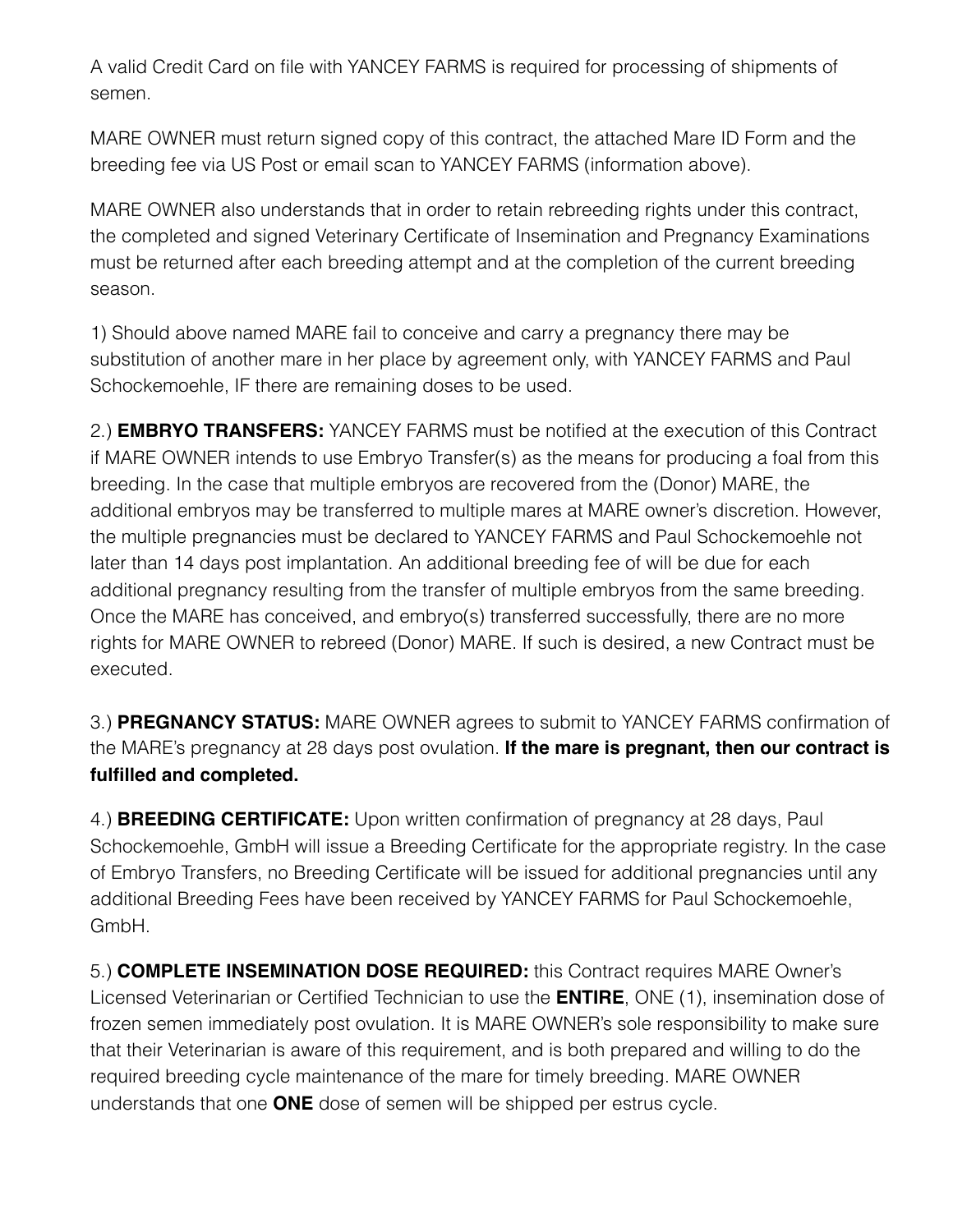A valid Credit Card on file with YANCEY FARMS is required for processing of shipments of semen.

MARE OWNER must return signed copy of this contract, the attached Mare ID Form and the breeding fee via US Post or email scan to YANCEY FARMS (information above).

MARE OWNER also understands that in order to retain rebreeding rights under this contract, the completed and signed Veterinary Certificate of Insemination and Pregnancy Examinations must be returned after each breeding attempt and at the completion of the current breeding season.

1) Should above named MARE fail to conceive and carry a pregnancy there may be substitution of another mare in her place by agreement only, with YANCEY FARMS and Paul Schockemoehle, IF there are remaining doses to be used.

2.) **EMBRYO TRANSFERS:** YANCEY FARMS must be notified at the execution of this Contract if MARE OWNER intends to use Embryo Transfer(s) as the means for producing a foal from this breeding. In the case that multiple embryos are recovered from the (Donor) MARE, the additional embryos may be transferred to multiple mares at MARE owner's discretion. However, the multiple pregnancies must be declared to YANCEY FARMS and Paul Schockemoehle not later than 14 days post implantation. An additional breeding fee of will be due for each additional pregnancy resulting from the transfer of multiple embryos from the same breeding. Once the MARE has conceived, and embryo(s) transferred successfully, there are no more rights for MARE OWNER to rebreed (Donor) MARE. If such is desired, a new Contract must be executed.

3.) **PREGNANCY STATUS:** MARE OWNER agrees to submit to YANCEY FARMS confirmation of the MARE's pregnancy at 28 days post ovulation. **If the mare is pregnant, then our contract is fulfilled and completed.**

4.) **BREEDING CERTIFICATE:** Upon written confirmation of pregnancy at 28 days, Paul Schockemoehle, GmbH will issue a Breeding Certificate for the appropriate registry. In the case of Embryo Transfers, no Breeding Certificate will be issued for additional pregnancies until any additional Breeding Fees have been received by YANCEY FARMS for Paul Schockemoehle, GmbH.

5.) **COMPLETE INSEMINATION DOSE REQUIRED:** this Contract requires MARE Owner's Licensed Veterinarian or Certified Technician to use the **ENTIRE**, ONE (1), insemination dose of frozen semen immediately post ovulation. It is MARE OWNER's sole responsibility to make sure that their Veterinarian is aware of this requirement, and is both prepared and willing to do the required breeding cycle maintenance of the mare for timely breeding. MARE OWNER understands that one **ONE** dose of semen will be shipped per estrus cycle.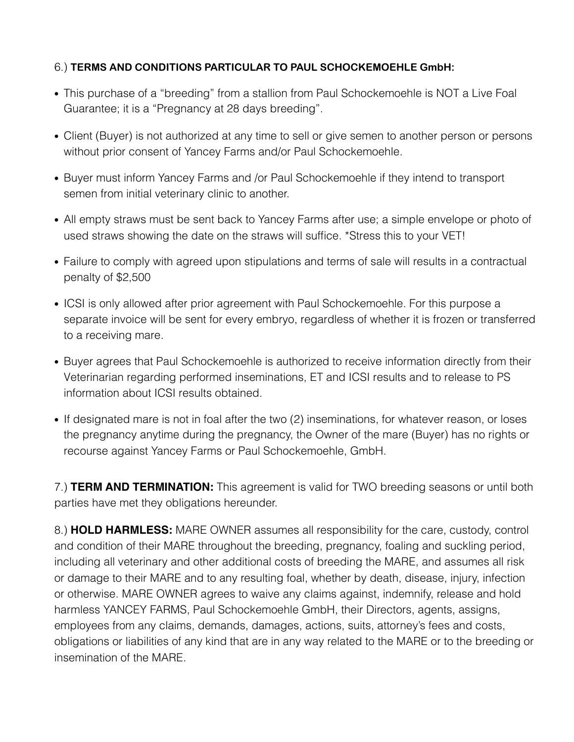6.) **TERMS AND CONDITIONS PARTICULAR TO PAUL SCHOCKEMOEHLE GmbH:**

- This purchase of a "breeding" from a stallion from Paul Schockemoehle is NOT a Live Foal Guarantee; it is a "Pregnancy at 28 days breeding".
- Client (Buyer) is not authorized at any time to sell or give semen to another person or persons without prior consent of Yancey Farms and/or Paul Schockemoehle.
- Buyer must inform Yancey Farms and /or Paul Schockemoehle if they intend to transport semen from initial veterinary clinic to another.
- All empty straws must be sent back to Yancey Farms after use; a simple envelope or photo of used straws showing the date on the straws will suffice. *Stress this to your VET!
- Failure to comply with agreed upon stipulations and terms of sale will results in a contractual penalty of $2,500
- ICSI is only allowed after prior agreement with Paul Schockemoehle. For this purpose a separate invoice will be sent for every embryo, regardless of whether it is frozen or transferred to a receiving mare.
- Buyer agrees that Paul Schockemoehle is authorized to receive information directly from their Veterinarian regarding performed inseminations, ET and ICSI results and to release to PS information about ICSI results obtained.
- If designated mare is not in foal after the two (2) inseminations, for whatever reason, or loses the pregnancy anytime during the pregnancy, the Owner of the mare (Buyer) has no rights or recourse against Yancey Farms or Paul Schockemoehle, GmbH.

7.) **TERM AND TERMINATION:** This agreement is valid for TWO breeding seasons or until both parties have met they obligations hereunder.

8.) **HOLD HARMLESS:** MARE OWNER assumes all responsibility for the care, custody, control and condition of their MARE throughout the breeding, pregnancy, foaling and suckling period, including all veterinary and other additional costs of breeding the MARE, and assumes all risk or damage to their MARE and to any resulting foal, whether by death, disease, injury, infection or otherwise. MARE OWNER agrees to waive any claims against, indemnify, release and hold harmless YANCEY FARMS, Paul Schockemoehle GmbH, their Directors, agents, assigns, employees from any claims, demands, damages, actions, suits, attorney's fees and costs, obligations or liabilities of any kind that are in any way related to the MARE or to the breeding or insemination of the MARE.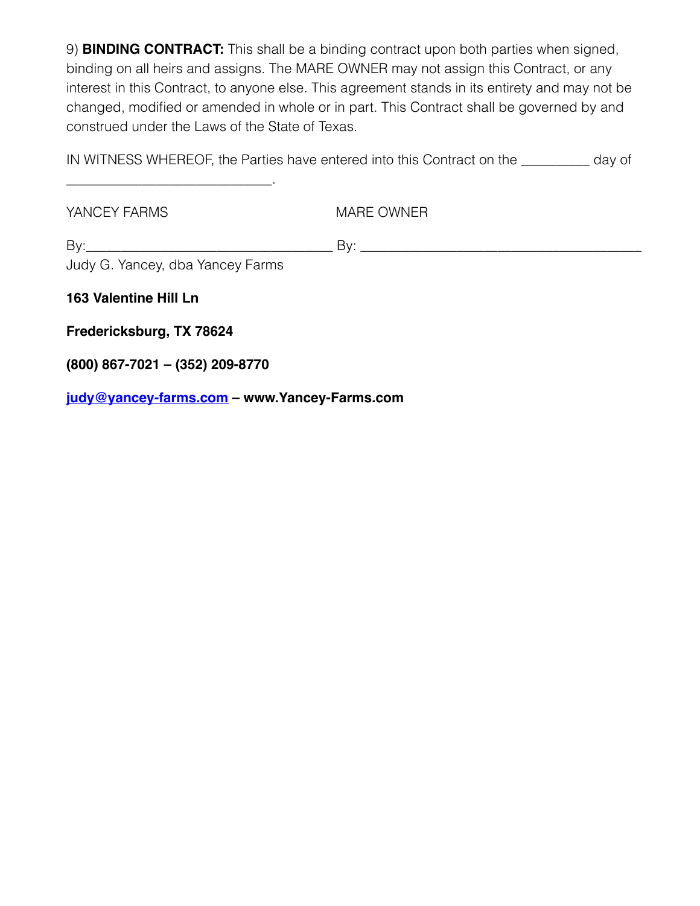9) **BINDING CONTRACT:** This shall be a binding contract upon both parties when signed, binding on all heirs and assigns. The MARE OWNER may not assign this Contract, or any interest in this Contract, to anyone else. This agreement stands in its entirety and may not be changed, modified or amended in whole or in part. This Contract shall be governed by and construed under the Laws of the State of Texas.

IN WITNESS WHEREOF, the Parties have entered into this Contract on the _________ day of ___________________________.

YANCEY FARMS

By:________________________________
Judy G. Yancey, dba Yancey Farms

MARE OWNER

By: ____________________________________

**163 Valentine Hill Ln**

**Fredericksburg, TX 78624**

**(800) 867-7021 – (352) 209-8770**

**judy@yancey-farms.com – www.Yancey-Farms.com**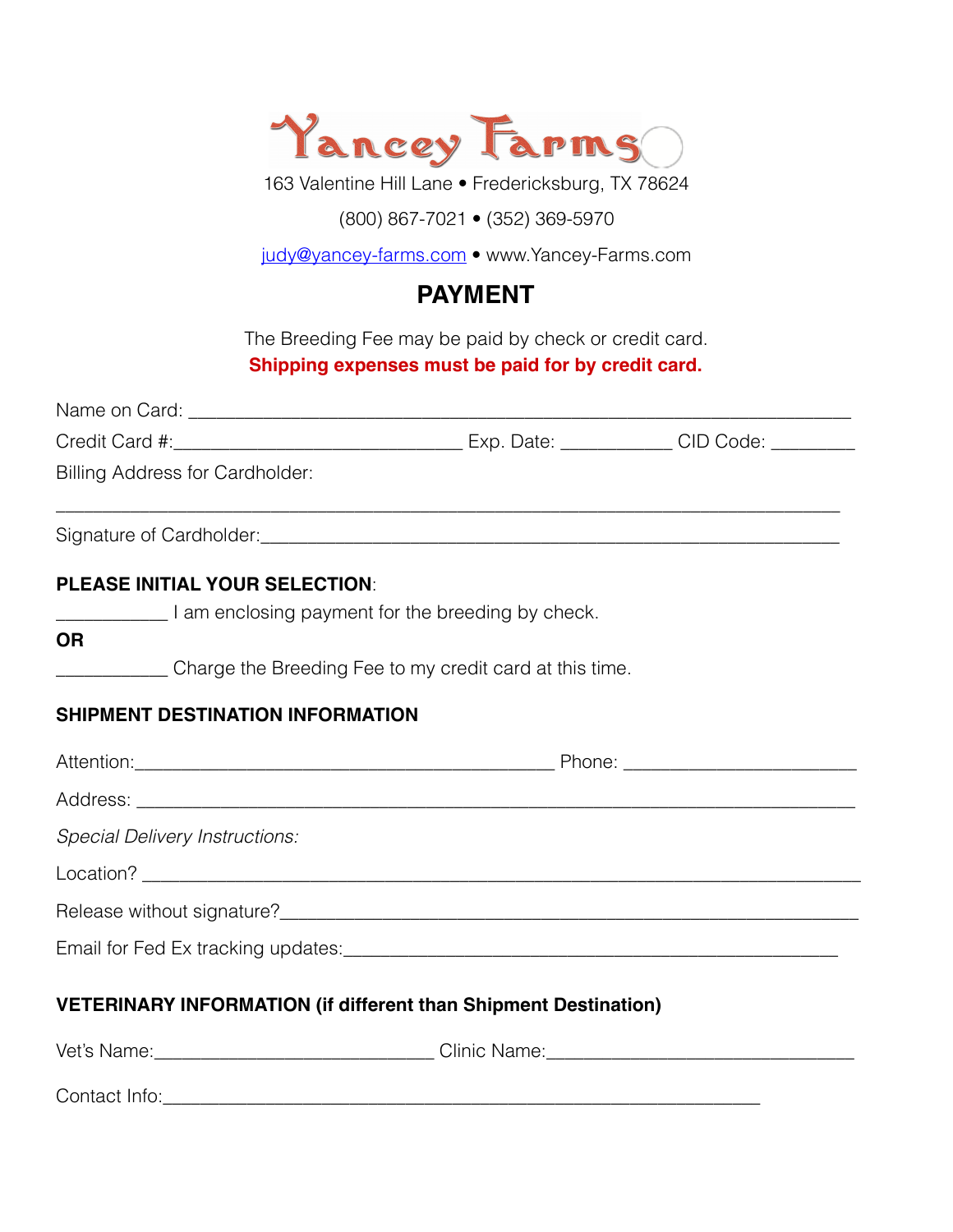# Yancey Farms

163 Valentine Hill Lane • Fredericksburg, TX 78624

(800) 867-7021 • (352) 369-5970

judy@yancey-farms.com • www.Yancey-Farms.com

## PAYMENT

The Breeding Fee may be paid by check or credit card.

**Shipping expenses must be paid for by credit card.**

Name on Card: ______________________________________________________________

Credit Card #:___________________________ Exp. Date: __________ CID Code: ________

Billing Address for Cardholder:

_______________________________________________________________________

Signature of Cardholder:_________________________________________________

**PLEASE INITIAL YOUR SELECTION**:

__________ I am enclosing payment for the breeding by check.

**OR**

__________ Charge the Breeding Fee to my credit card at this time.

**SHIPMENT DESTINATION INFORMATION**

Attention:_______________________________________ Phone: ____________________

Address: ____________________________________________________________________

*Special Delivery Instructions:*

Location? ___________________________________________________________________

Release without signature?_____________________________________________________

Email for Fed Ex tracking updates:_______________________________________________

**VETERINARY INFORMATION (if different than Shipment Destination)**

Vet's Name:__________________________ Clinic Name:_____________________________

Contact Info:____________________________________________________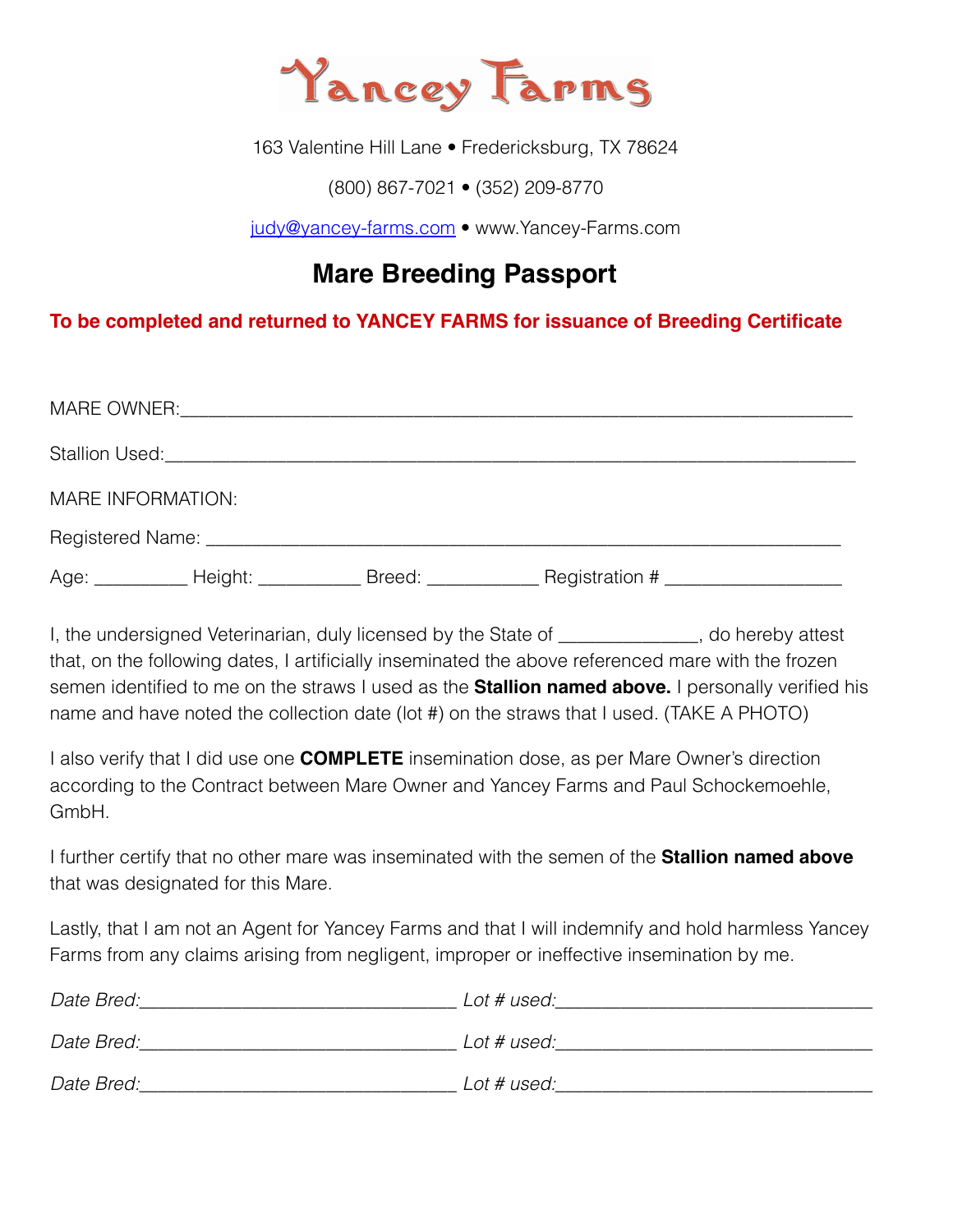# Yancey Farms

163 Valentine Hill Lane • Fredericksburg, TX 78624

(800) 867-7021 • (352) 209-8770

judy@yancey-farms.com • www.Yancey-Farms.com

## Mare Breeding Passport

**To be completed and returned to YANCEY FARMS for issuance of Breeding Certificate**

MARE OWNER:_______________________________________________________________

Stallion Used:______________________________________________________________

MARE INFORMATION:

Registered Name: ____________________________________________________

Age: _________ Height: __________ Breed: ___________ Registration # _________________

I, the undersigned Veterinarian, duly licensed by the State of _____________, do hereby attest that, on the following dates, I artificially inseminated the above referenced mare with the frozen semen identified to me on the straws I used as the **Stallion named above.** I personally verified his name and have noted the collection date (lot #) on the straws that I used. (TAKE A PHOTO)

I also verify that I did use one **COMPLETE** insemination dose, as per Mare Owner's direction according to the Contract between Mare Owner and Yancey Farms and Paul Schockemoehle, GmbH.

I further certify that no other mare was inseminated with the semen of the **Stallion named above** that was designated for this Mare.

Lastly, that I am not an Agent for Yancey Farms and that I will indemnify and hold harmless Yancey Farms from any claims arising from negligent, improper or ineffective insemination by me.

*Date Bred:*______________________________ *Lot # used:*______________________________

*Date Bred:*______________________________ *Lot # used:*______________________________

*Date Bred:*______________________________ *Lot # used:*______________________________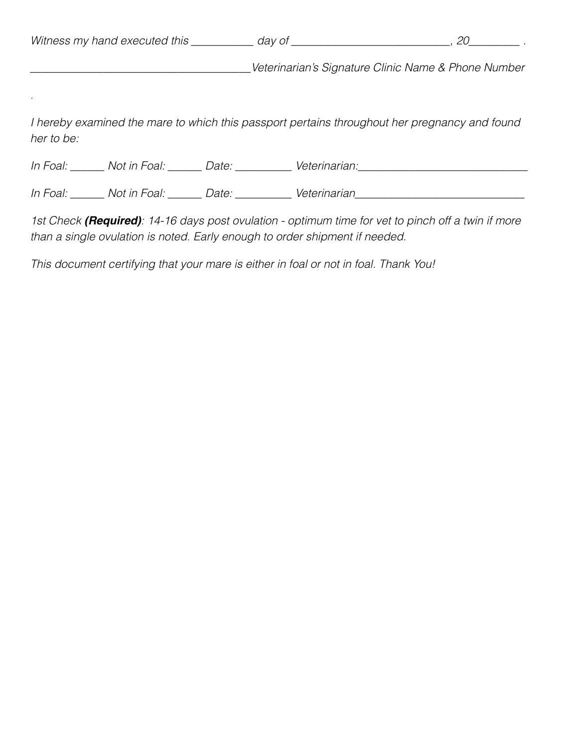*Witness my hand executed this __________ day of __________________________, 20________ .*

*____________________________________Veterinarian's Signature Clinic Name & Phone Number*

*.*

*I hereby examined the mare to which this passport pertains throughout her pregnancy and found her to be:*

*In Foal: ______ Not in Foal: ______ Date: _________ Veterinarian:____________________________*

*In Foal: ______ Not in Foal: ______ Date: _________ Veterinarian____________________________*

*1st Check **(Required)**: 14-16 days post ovulation - optimum time for vet to pinch off a twin if more than a single ovulation is noted. Early enough to order shipment if needed.*

*This document certifying that your mare is either in foal or not in foal. Thank You!*